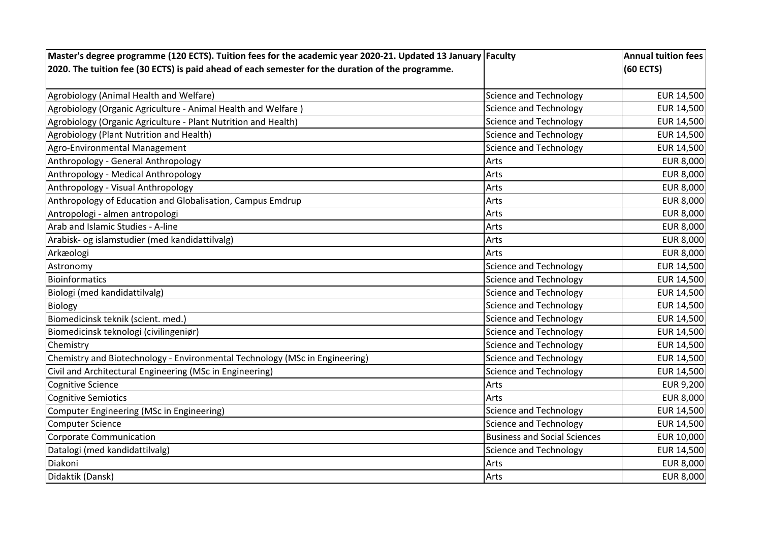| Master's degree programme (120 ECTS). Tuition fees for the academic year 2020-21. Updated 13 January 2020. The tuition fee (30 ECTS) is paid ahead of each semester for the duration of the programme. | Faculty | Annual tuition fees (60 ECTS) |
|---|---|---|
| Agrobiology (Animal Health and Welfare) | Science and Technology | EUR 14,500 |
| Agrobiology (Organic Agriculture - Animal Health and Welfare ) | Science and Technology | EUR 14,500 |
| Agrobiology (Organic Agriculture - Plant Nutrition and Health) | Science and Technology | EUR 14,500 |
| Agrobiology (Plant Nutrition and Health) | Science and Technology | EUR 14,500 |
| Agro-Environmental Management | Science and Technology | EUR 14,500 |
| Anthropology - General Anthropology | Arts | EUR 8,000 |
| Anthropology - Medical Anthropology | Arts | EUR 8,000 |
| Anthropology - Visual Anthropology | Arts | EUR 8,000 |
| Anthropology of Education and Globalisation, Campus Emdrup | Arts | EUR 8,000 |
| Antropologi - almen antropologi | Arts | EUR 8,000 |
| Arab and Islamic Studies - A-line | Arts | EUR 8,000 |
| Arabisk- og islamstudier (med kandidattilvalg) | Arts | EUR 8,000 |
| Arkæologi | Arts | EUR 8,000 |
| Astronomy | Science and Technology | EUR 14,500 |
| Bioinformatics | Science and Technology | EUR 14,500 |
| Biologi (med kandidattilvalg) | Science and Technology | EUR 14,500 |
| Biology | Science and Technology | EUR 14,500 |
| Biomedicinsk teknik (scient. med.) | Science and Technology | EUR 14,500 |
| Biomedicinsk teknologi (civilingeniør) | Science and Technology | EUR 14,500 |
| Chemistry | Science and Technology | EUR 14,500 |
| Chemistry and Biotechnology - Environmental Technology (MSc in Engineering) | Science and Technology | EUR 14,500 |
| Civil and Architectural Engineering (MSc in Engineering) | Science and Technology | EUR 14,500 |
| Cognitive Science | Arts | EUR 9,200 |
| Cognitive Semiotics | Arts | EUR 8,000 |
| Computer Engineering (MSc in Engineering) | Science and Technology | EUR 14,500 |
| Computer Science | Science and Technology | EUR 14,500 |
| Corporate Communication | Business and Social Sciences | EUR 10,000 |
| Datalogi (med kandidattilvalg) | Science and Technology | EUR 14,500 |
| Diakoni | Arts | EUR 8,000 |
| Didaktik (Dansk) | Arts | EUR 8,000 |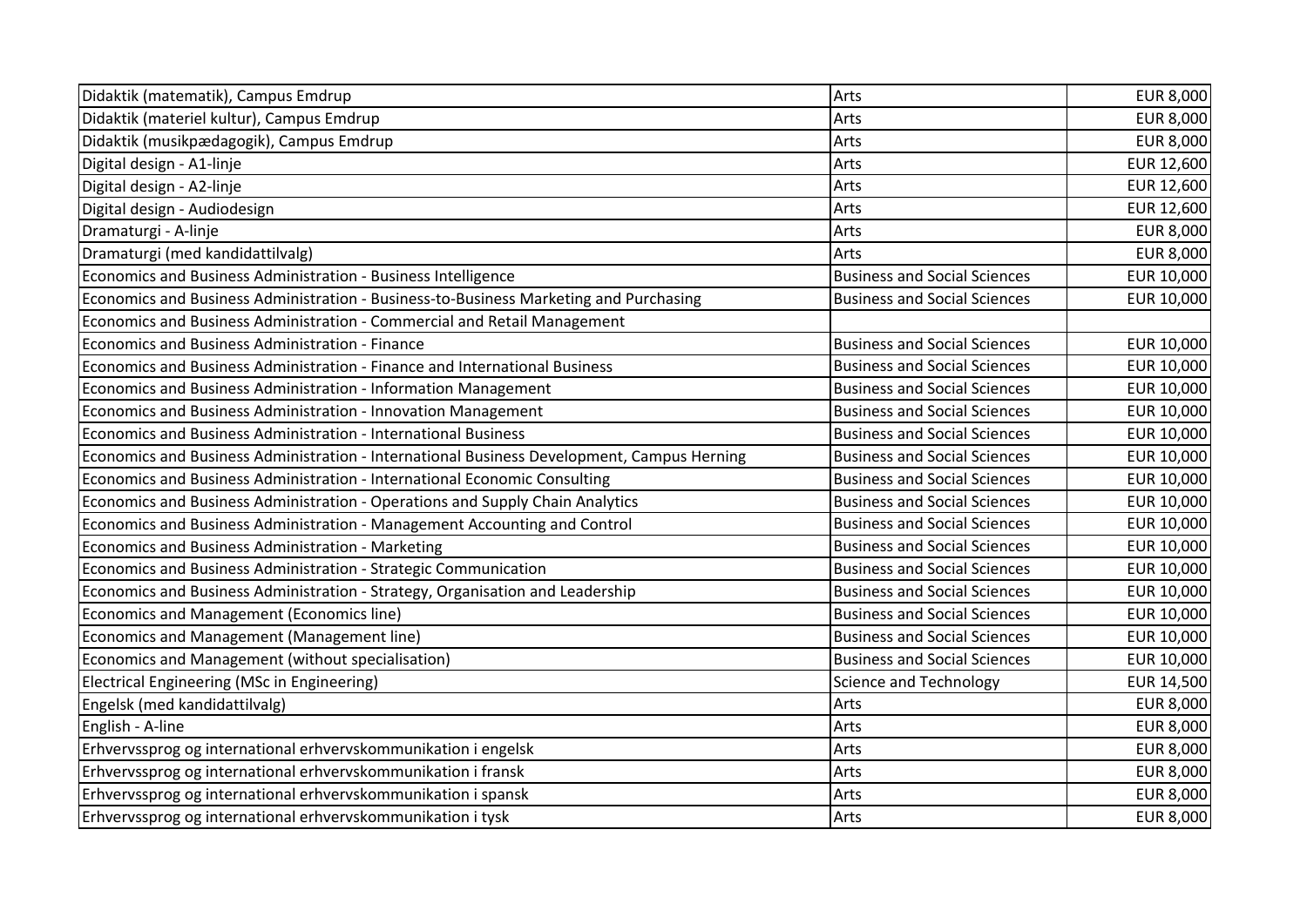| Didaktik (matematik), Campus Emdrup | Arts | EUR 8,000 |
|---|---|---|
| Didaktik (materiel kultur), Campus Emdrup | Arts | EUR 8,000 |
| Didaktik (musikpædagogik), Campus Emdrup | Arts | EUR 8,000 |
| Digital design - A1-linje | Arts | EUR 12,600 |
| Digital design - A2-linje | Arts | EUR 12,600 |
| Digital design - Audiodesign | Arts | EUR 12,600 |
| Dramaturgi - A-linje | Arts | EUR 8,000 |
| Dramaturgi (med kandidattilvalg) | Arts | EUR 8,000 |
| Economics and Business Administration - Business Intelligence | Business and Social Sciences | EUR 10,000 |
| Economics and Business Administration - Business-to-Business Marketing and Purchasing | Business and Social Sciences | EUR 10,000 |
| Economics and Business Administration - Commercial and Retail Management | | |
| Economics and Business Administration - Finance | Business and Social Sciences | EUR 10,000 |
| Economics and Business Administration - Finance and International Business | Business and Social Sciences | EUR 10,000 |
| Economics and Business Administration - Information Management | Business and Social Sciences | EUR 10,000 |
| Economics and Business Administration - Innovation Management | Business and Social Sciences | EUR 10,000 |
| Economics and Business Administration - International Business | Business and Social Sciences | EUR 10,000 |
| Economics and Business Administration - International Business Development, Campus Herning | Business and Social Sciences | EUR 10,000 |
| Economics and Business Administration - International Economic Consulting | Business and Social Sciences | EUR 10,000 |
| Economics and Business Administration - Operations and Supply Chain Analytics | Business and Social Sciences | EUR 10,000 |
| Economics and Business Administration - Management Accounting and Control | Business and Social Sciences | EUR 10,000 |
| Economics and Business Administration - Marketing | Business and Social Sciences | EUR 10,000 |
| Economics and Business Administration - Strategic Communication | Business and Social Sciences | EUR 10,000 |
| Economics and Business Administration - Strategy, Organisation and Leadership | Business and Social Sciences | EUR 10,000 |
| Economics and Management (Economics line) | Business and Social Sciences | EUR 10,000 |
| Economics and Management (Management line) | Business and Social Sciences | EUR 10,000 |
| Economics and Management (without specialisation) | Business and Social Sciences | EUR 10,000 |
| Electrical Engineering (MSc in Engineering) | Science and Technology | EUR 14,500 |
| Engelsk (med kandidattilvalg) | Arts | EUR 8,000 |
| English - A-line | Arts | EUR 8,000 |
| Erhvervssprog og international erhvervskommunikation i engelsk | Arts | EUR 8,000 |
| Erhvervssprog og international erhvervskommunikation i fransk | Arts | EUR 8,000 |
| Erhvervssprog og international erhvervskommunikation i spansk | Arts | EUR 8,000 |
| Erhvervssprog og international erhvervskommunikation i tysk | Arts | EUR 8,000 |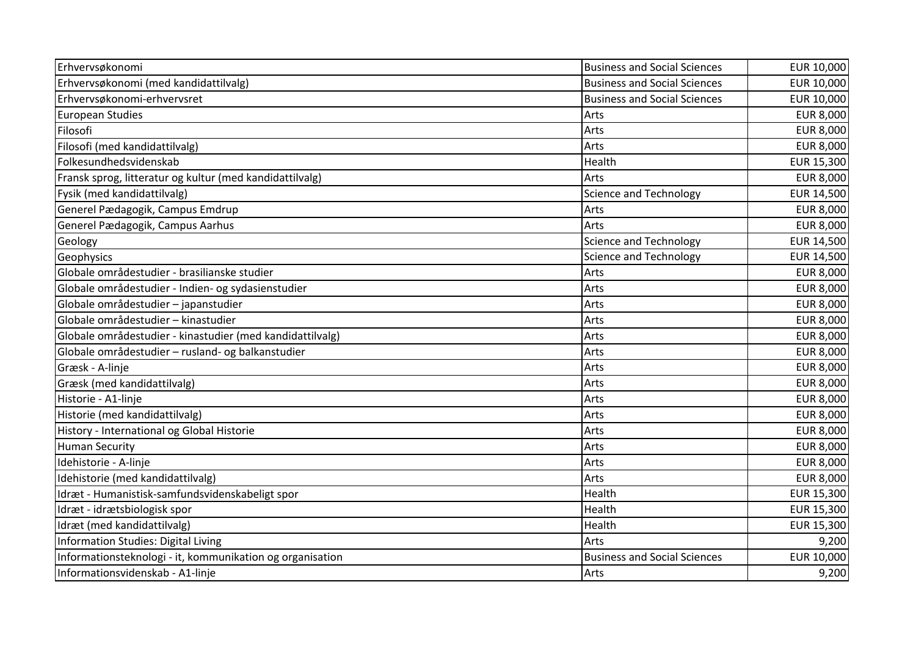| | | |
|---|---|---|
| Erhvervsøkonomi | Business and Social Sciences | EUR 10,000 |
| Erhvervsøkonomi (med kandidattilvalg) | Business and Social Sciences | EUR 10,000 |
| Erhvervsøkonomi-erhvervsret | Business and Social Sciences | EUR 10,000 |
| European Studies | Arts | EUR 8,000 |
| Filosofi | Arts | EUR 8,000 |
| Filosofi (med kandidattilvalg) | Arts | EUR 8,000 |
| Folkesundhedsvidenskab | Health | EUR 15,300 |
| Fransk sprog, litteratur og kultur (med kandidattilvalg) | Arts | EUR 8,000 |
| Fysik (med kandidattilvalg) | Science and Technology | EUR 14,500 |
| Generel Pædagogik, Campus Emdrup | Arts | EUR 8,000 |
| Generel Pædagogik, Campus Aarhus | Arts | EUR 8,000 |
| Geology | Science and Technology | EUR 14,500 |
| Geophysics | Science and Technology | EUR 14,500 |
| Globale områdestudier - brasilianske studier | Arts | EUR 8,000 |
| Globale områdestudier - Indien- og sydasienstudier | Arts | EUR 8,000 |
| Globale områdestudier – japanstudier | Arts | EUR 8,000 |
| Globale områdestudier – kinastudier | Arts | EUR 8,000 |
| Globale områdestudier - kinastudier (med kandidattilvalg) | Arts | EUR 8,000 |
| Globale områdestudier – rusland- og balkanstudier | Arts | EUR 8,000 |
| Græsk - A-linje | Arts | EUR 8,000 |
| Græsk (med kandidattilvalg) | Arts | EUR 8,000 |
| Historie - A1-linje | Arts | EUR 8,000 |
| Historie (med kandidattilvalg) | Arts | EUR 8,000 |
| History - International og Global Historie | Arts | EUR 8,000 |
| Human Security | Arts | EUR 8,000 |
| Idehistorie - A-linje | Arts | EUR 8,000 |
| Idehistorie (med kandidattilvalg) | Arts | EUR 8,000 |
| Idræt - Humanistisk-samfundsvidenskabeligt spor | Health | EUR 15,300 |
| Idræt - idrætsbiologisk spor | Health | EUR 15,300 |
| Idræt (med kandidattilvalg) | Health | EUR 15,300 |
| Information Studies: Digital Living | Arts | 9,200 |
| Informationsteknologi - it, kommunikation og organisation | Business and Social Sciences | EUR 10,000 |
| Informationsvidenskab - A1-linje | Arts | 9,200 |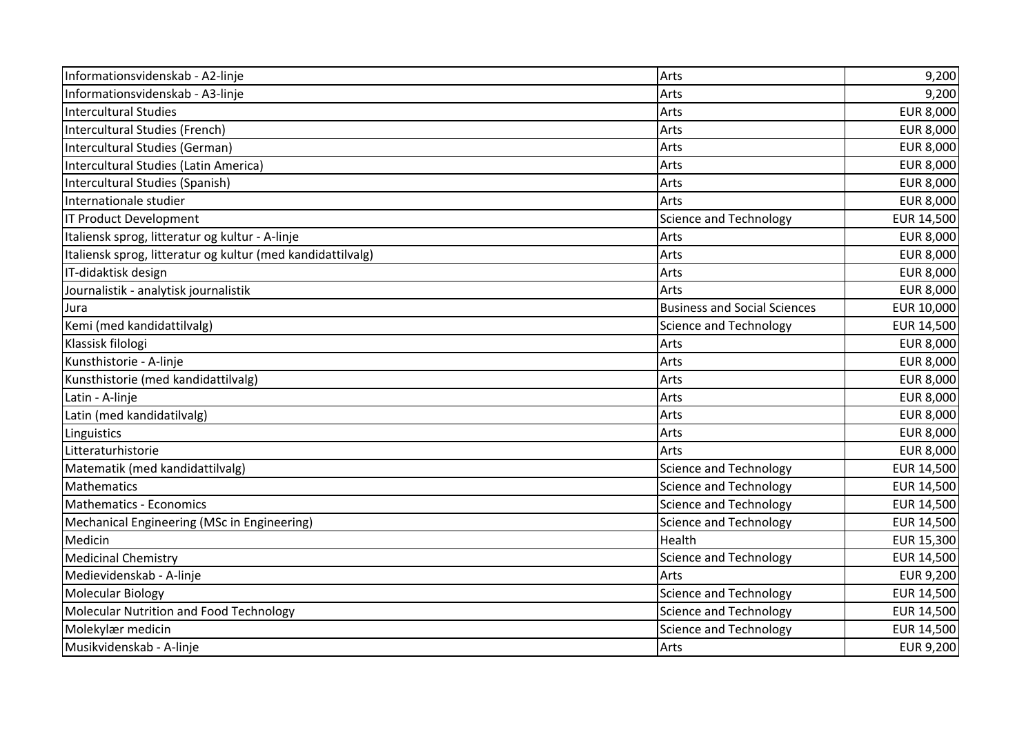| Informationsvidenskab - A2-linje | Arts | 9,200 |
|---|---|---|
| Informationsvidenskab - A3-linje | Arts | 9,200 |
| Intercultural Studies | Arts | EUR 8,000 |
| Intercultural Studies (French) | Arts | EUR 8,000 |
| Intercultural Studies (German) | Arts | EUR 8,000 |
| Intercultural Studies (Latin America) | Arts | EUR 8,000 |
| Intercultural Studies (Spanish) | Arts | EUR 8,000 |
| Internationale studier | Arts | EUR 8,000 |
| IT Product Development | Science and Technology | EUR 14,500 |
| Italiensk sprog, litteratur og kultur - A-linje | Arts | EUR 8,000 |
| Italiensk sprog, litteratur og kultur (med kandidattilvalg) | Arts | EUR 8,000 |
| IT-didaktisk design | Arts | EUR 8,000 |
| Journalistik - analytisk journalistik | Arts | EUR 8,000 |
| Jura | Business and Social Sciences | EUR 10,000 |
| Kemi (med kandidattilvalg) | Science and Technology | EUR 14,500 |
| Klassisk filologi | Arts | EUR 8,000 |
| Kunsthistorie - A-linje | Arts | EUR 8,000 |
| Kunsthistorie (med kandidattilvalg) | Arts | EUR 8,000 |
| Latin - A-linje | Arts | EUR 8,000 |
| Latin (med kandidatilvalg) | Arts | EUR 8,000 |
| Linguistics | Arts | EUR 8,000 |
| Litteraturhistorie | Arts | EUR 8,000 |
| Matematik (med kandidattilvalg) | Science and Technology | EUR 14,500 |
| Mathematics | Science and Technology | EUR 14,500 |
| Mathematics - Economics | Science and Technology | EUR 14,500 |
| Mechanical Engineering (MSc in Engineering) | Science and Technology | EUR 14,500 |
| Medicin | Health | EUR 15,300 |
| Medicinal Chemistry | Science and Technology | EUR 14,500 |
| Medievidenskab - A-linje | Arts | EUR 9,200 |
| Molecular Biology | Science and Technology | EUR 14,500 |
| Molecular Nutrition and Food Technology | Science and Technology | EUR 14,500 |
| Molekylær medicin | Science and Technology | EUR 14,500 |
| Musikvidenskab - A-linje | Arts | EUR 9,200 |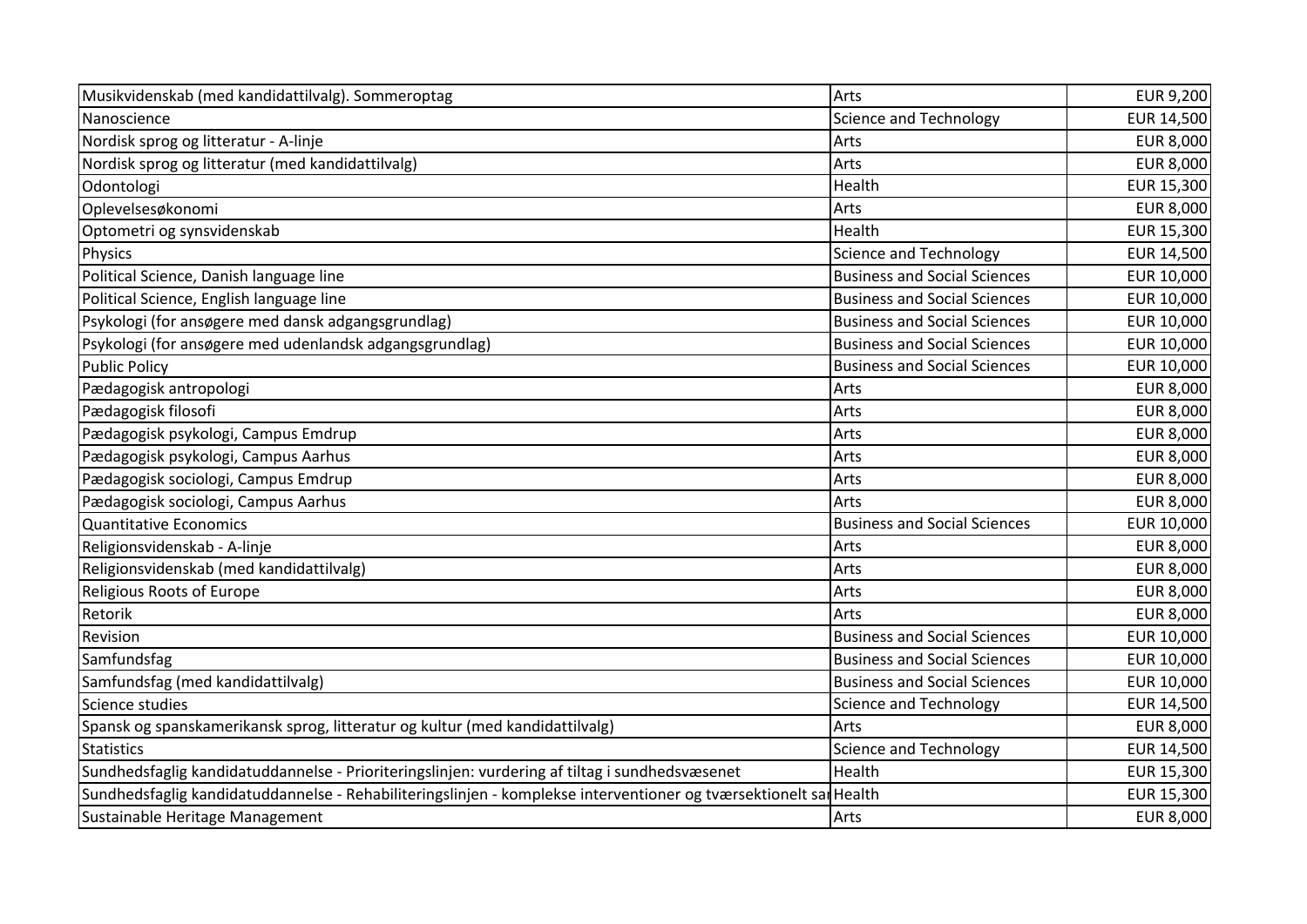| Musikvidenskab (med kandidattilvalg). Sommeroptag | Arts | EUR 9,200 |
|---|---|---|
| Nanoscience | Science and Technology | EUR 14,500 |
| Nordisk sprog og litteratur - A-linje | Arts | EUR 8,000 |
| Nordisk sprog og litteratur (med kandidattilvalg) | Arts | EUR 8,000 |
| Odontologi | Health | EUR 15,300 |
| Oplevelsesøkonomi | Arts | EUR 8,000 |
| Optometri og synsvidenskab | Health | EUR 15,300 |
| Physics | Science and Technology | EUR 14,500 |
| Political Science, Danish language line | Business and Social Sciences | EUR 10,000 |
| Political Science, English language line | Business and Social Sciences | EUR 10,000 |
| Psykologi (for ansøgere med dansk adgangsgrundlag) | Business and Social Sciences | EUR 10,000 |
| Psykologi (for ansøgere med udenlandsk adgangsgrundlag) | Business and Social Sciences | EUR 10,000 |
| Public Policy | Business and Social Sciences | EUR 10,000 |
| Pædagogisk antropologi | Arts | EUR 8,000 |
| Pædagogisk filosofi | Arts | EUR 8,000 |
| Pædagogisk psykologi, Campus Emdrup | Arts | EUR 8,000 |
| Pædagogisk psykologi, Campus Aarhus | Arts | EUR 8,000 |
| Pædagogisk sociologi, Campus Emdrup | Arts | EUR 8,000 |
| Pædagogisk sociologi, Campus Aarhus | Arts | EUR 8,000 |
| Quantitative Economics | Business and Social Sciences | EUR 10,000 |
| Religionsvidenskab - A-linje | Arts | EUR 8,000 |
| Religionsvidenskab (med kandidattilvalg) | Arts | EUR 8,000 |
| Religious Roots of Europe | Arts | EUR 8,000 |
| Retorik | Arts | EUR 8,000 |
| Revision | Business and Social Sciences | EUR 10,000 |
| Samfundsfag | Business and Social Sciences | EUR 10,000 |
| Samfundsfag (med kandidattilvalg) | Business and Social Sciences | EUR 10,000 |
| Science studies | Science and Technology | EUR 14,500 |
| Spansk og spanskamerikansk sprog, litteratur og kultur (med kandidattilvalg) | Arts | EUR 8,000 |
| Statistics | Science and Technology | EUR 14,500 |
| Sundhedsfaglig kandidatuddannelse - Prioriteringslinjen: vurdering af tiltag i sundhedsvæsenet | Health | EUR 15,300 |
| Sundhedsfaglig kandidatuddannelse - Rehabiliteringslinjen - komplekse interventioner og tværsektionelt sa | Health | EUR 15,300 |
| Sustainable Heritage Management | Arts | EUR 8,000 |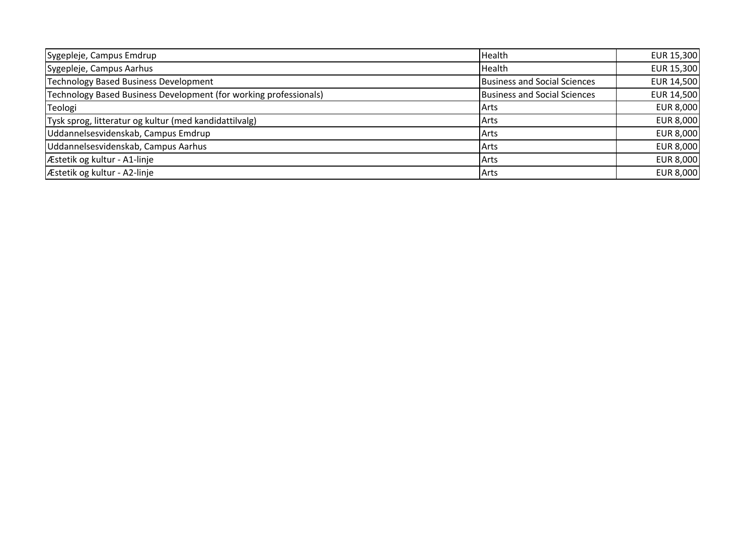| | | |
|---|---|---|
| Sygepleje, Campus Emdrup | Health | EUR 15,300 |
| Sygepleje, Campus Aarhus | Health | EUR 15,300 |
| Technology Based Business Development | Business and Social Sciences | EUR 14,500 |
| Technology Based Business Development (for working professionals) | Business and Social Sciences | EUR 14,500 |
| Teologi | Arts | EUR 8,000 |
| Tysk sprog, litteratur og kultur (med kandidattilvalg) | Arts | EUR 8,000 |
| Uddannelsesvidenskab, Campus Emdrup | Arts | EUR 8,000 |
| Uddannelsesvidenskab, Campus Aarhus | Arts | EUR 8,000 |
| Æstetik og kultur - A1-linje | Arts | EUR 8,000 |
| Æstetik og kultur - A2-linje | Arts | EUR 8,000 |